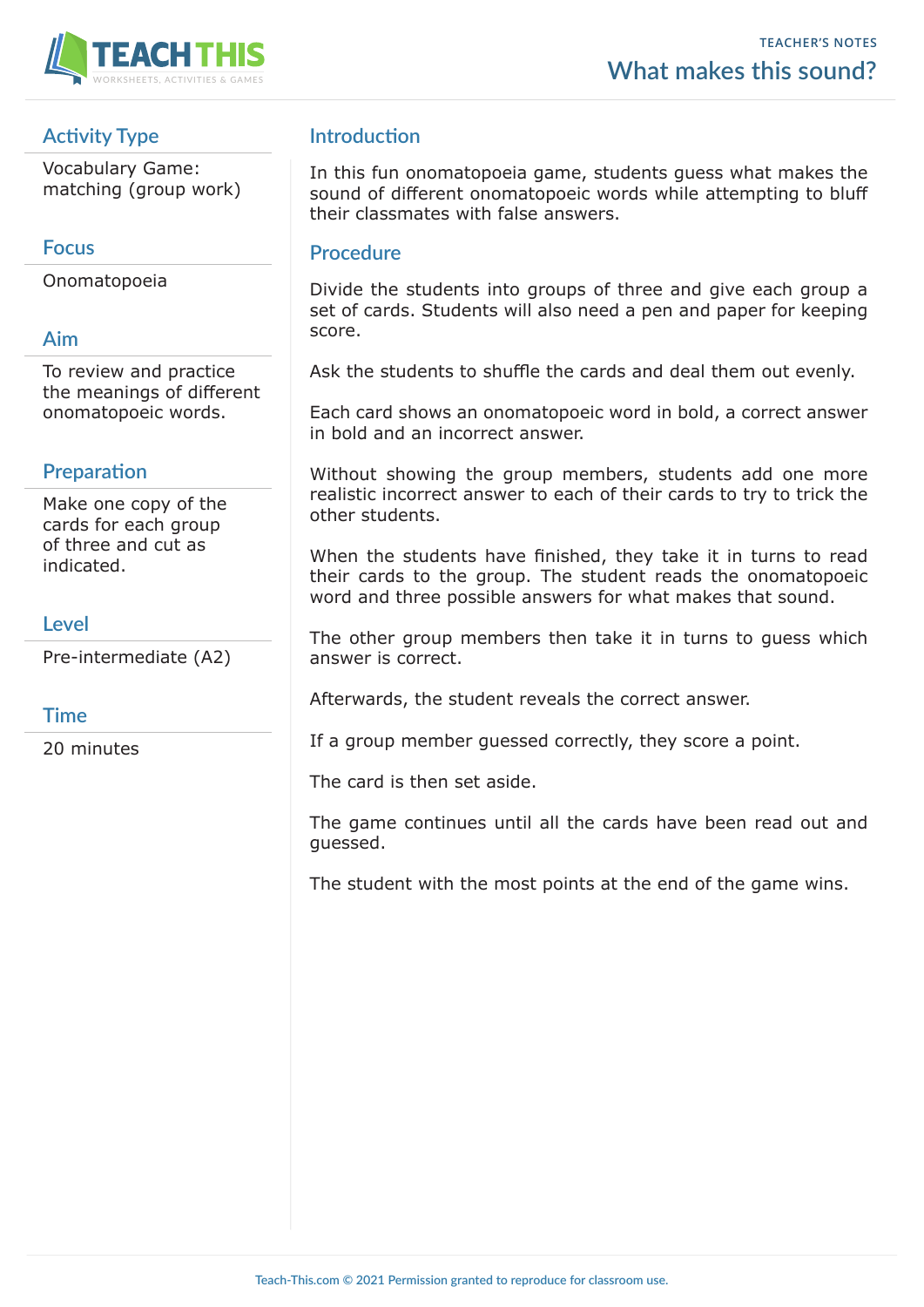TEACHER'S NOTES

# What makes this sound?

## Activity Type

Vocabulary Game: matching (group work)

## Focus

Onomatopoeia

## Aim

To review and practice the meanings of different onomatopoeic words.

## Preparation

Make one copy of the cards for each group of three and cut as indicated.

## Level

Pre-intermediate (A2)

## Time

20 minutes

## Introduction

In this fun onomatopoeia game, students guess what makes the sound of different onomatopoeic words while attempting to bluff their classmates with false answers.

## Procedure

Divide the students into groups of three and give each group a set of cards. Students will also need a pen and paper for keeping score.

Ask the students to shuffle the cards and deal them out evenly.

Each card shows an onomatopoeic word in bold, a correct answer in bold and an incorrect answer.

Without showing the group members, students add one more realistic incorrect answer to each of their cards to try to trick the other students.

When the students have finished, they take it in turns to read their cards to the group. The student reads the onomatopoeic word and three possible answers for what makes that sound.

The other group members then take it in turns to guess which answer is correct.

Afterwards, the student reveals the correct answer.

If a group member guessed correctly, they score a point.

The card is then set aside.

The game continues until all the cards have been read out and guessed.

The student with the most points at the end of the game wins.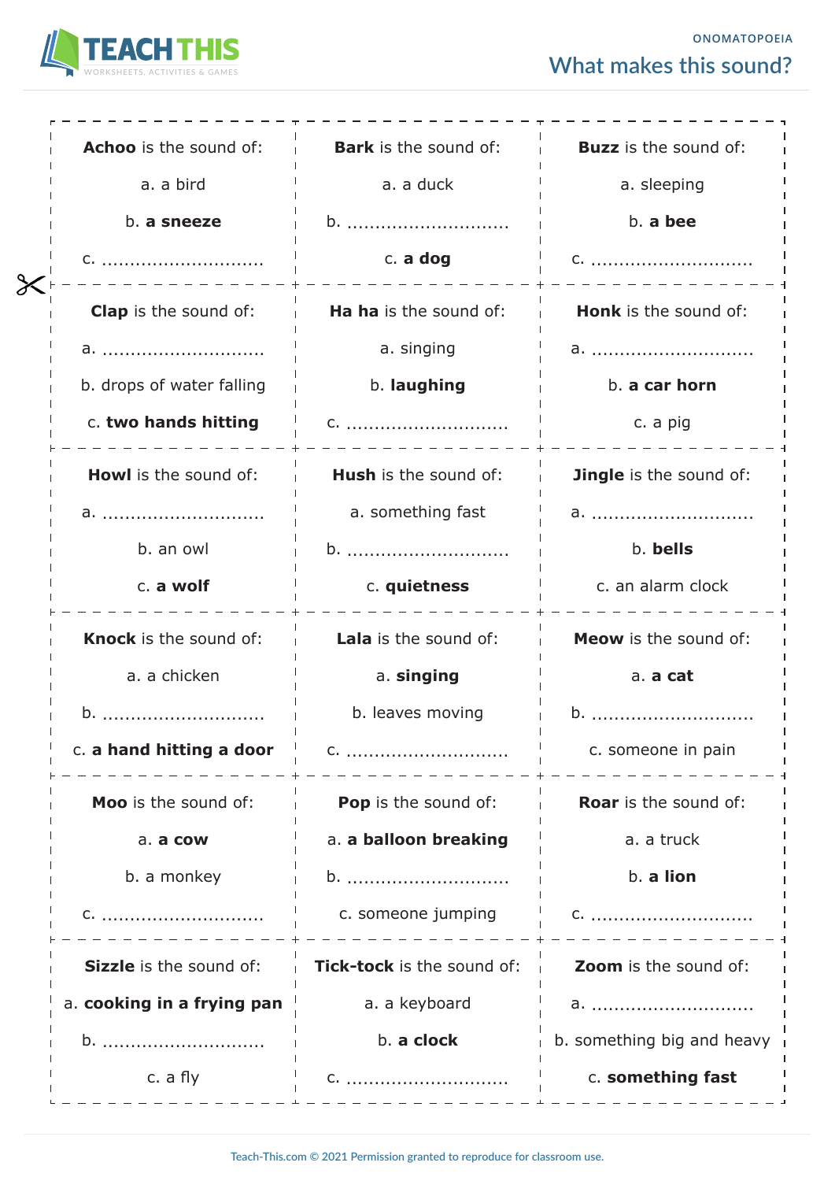ONOMATOPOEIA

# What makes this sound?

| | | |
|---|---|---|
| **Achoo** is the sound of:<br>a. a bird<br>b. **a sneeze**<br>c. ............................ | **Bark** is the sound of:<br>a. a duck<br>b. ............................<br>c. **a dog** | **Buzz** is the sound of:<br>a. sleeping<br>b. **a bee**<br>c. ............................ |
| **Clap** is the sound of:<br>a. ............................<br>b. drops of water falling<br>c. **two hands hitting** | **Ha ha** is the sound of:<br>a. singing<br>b. **laughing**<br>c. ............................ | **Honk** is the sound of:<br>a. ............................<br>b. **a car horn**<br>c. a pig |
| **Howl** is the sound of:<br>a. ............................<br>b. an owl<br>c. **a wolf** | **Hush** is the sound of:<br>a. something fast<br>b. ............................<br>c. **quietness** | **Jingle** is the sound of:<br>a. ............................<br>b. **bells**<br>c. an alarm clock |
| **Knock** is the sound of:<br>a. a chicken<br>b. ............................<br>c. **a hand hitting a door** | **Lala** is the sound of:<br>a. **singing**<br>b. leaves moving<br>c. ............................ | **Meow** is the sound of:<br>a. **a cat**<br>b. ............................<br>c. someone in pain |
| **Moo** is the sound of:<br>a. **a cow**<br>b. a monkey<br>c. ............................ | **Pop** is the sound of:<br>a. **a balloon breaking**<br>b. ............................<br>c. someone jumping | **Roar** is the sound of:<br>a. a truck<br>b. **a lion**<br>c. ............................ |
| **Sizzle** is the sound of:<br>a. **cooking in a frying pan**<br>b. ............................<br>c. a fly | **Tick-tock** is the sound of:<br>a. a keyboard<br>b. **a clock**<br>c. ............................ | **Zoom** is the sound of:<br>a. ............................<br>b. something big and heavy<br>c. **something fast** |